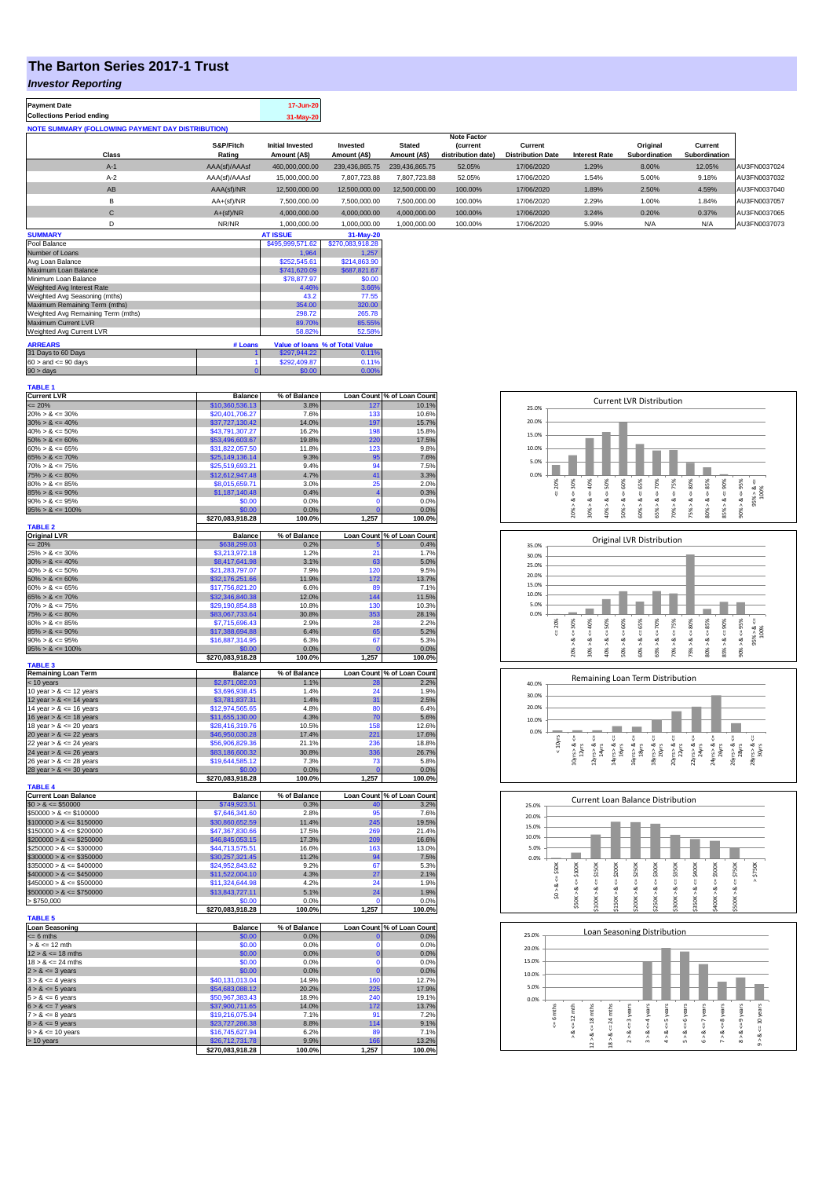# The Barton Series 2017-1 Trust

## *Investor Reporting*

| Payment Date | 17-Jun-20 |
|---|---|
| Collections Period ending | 31-May-20 |

**NOTE SUMMARY (FOLLOWING PAYMENT DAY DISTRIBUTION)**

| Class | S&P/Fitch Rating | Initial Invested Amount (A$) | Invested Amount (A$) | Stated Amount (A$) | Note Factor (current distribution date) | Current Distribution Date | Interest Rate | Original Subordination | Current Subordination | |
|---|---|---|---|---|---|---|---|---|---|---|
| A-1 | AAA(sf)/AAAsf | 460,000,000.00 | 239,436,865.75 | 239,436,865.75 | 52.05% | 17/06/2020 | 1.29% | 8.00% | 12.05% | AU3FN0037024 |
| A-2 | AAA(sf)/AAAsf | 15,000,000.00 | 7,807,723.88 | 7,807,723.88 | 52.05% | 17/06/2020 | 1.54% | 5.00% | 9.18% | AU3FN0037032 |
| AB | AAA(sf)/NR | 12,500,000.00 | 12,500,000.00 | 12,500,000.00 | 100.00% | 17/06/2020 | 1.89% | 2.50% | 4.59% | AU3FN0037040 |
| B | AA+(sf)/NR | 7,500,000.00 | 7,500,000.00 | 7,500,000.00 | 100.00% | 17/06/2020 | 2.29% | 1.00% | 1.84% | AU3FN0037057 |
| C | A+(sf)/NR | 4,000,000.00 | 4,000,000.00 | 4,000,000.00 | 100.00% | 17/06/2020 | 3.24% | 0.20% | 0.37% | AU3FN0037065 |
| D | NR/NR | 1,000,000.00 | 1,000,000.00 | 1,000,000.00 | 100.00% | 17/06/2020 | 5.99% | N/A | N/A | AU3FN0037073 |

| SUMMARY | AT ISSUE | 31-May-20 |
|---|---|---|
| Pool Balance | $495,999,571.62 | $270,083,918.28 |
| Number of Loans | 1,964 | 1,257 |
| Avg Loan Balance | $252,545.61 | $214,863.90 |
| Maximum Loan Balance | $741,620.09 | $687,821.67 |
| Minimum Loan Balance | $78,877.97 | $0.00 |
| Weighted Avg Interest Rate | 4.46% | 3.66% |
| Weighted Avg Seasoning (mths) | 43.2 | 77.55 |
| Maximum Remaining Term (mths) | 354.00 | 320.00 |
| Weighted Avg Remaining Term (mths) | 298.72 | 265.78 |
| Maximum Current LVR | 89.70% | 85.55% |
| Weighted Avg Current LVR | 58.82% | 52.58% |

| ARREARS | # Loans | Value of loans | % of Total Value |
|---|---|---|---|
| 31 Days to 60 Days | 1 | $297,944.22 | 0.11% |
| 60 > and <= 90 days | 1 | $292,409.87 | 0.11% |
| 90 > days | 0 | $0.00 | 0.00% |

**TABLE 1**

| Current LVR | Balance | % of Balance | Loan Count | % of Loan Count |
|---|---|---|---|---|
| <= 20% | $10,360,536.13 | 3.8% | 127 | 10.1% |
| 20% > & <= 30% | $20,401,706.27 | 7.6% | 133 | 10.6% |
| 30% > & <= 40% | $37,727,130.42 | 14.0% | 197 | 15.7% |
| 40% > & <= 50% | $43,791,307.27 | 16.2% | 198 | 15.8% |
| 50% > & <= 60% | $53,496,603.67 | 19.8% | 220 | 17.5% |
| 60% > & <= 65% | $31,822,057.50 | 11.8% | 123 | 9.8% |
| 65% > & <= 70% | $25,149,136.14 | 9.3% | 95 | 7.6% |
| 70% > & <= 75% | $25,519,693.21 | 9.4% | 94 | 7.5% |
| 75% > & <= 80% | $12,612,947.48 | 4.7% | 41 | 3.3% |
| 80% > & <= 85% | $8,015,659.71 | 3.0% | 25 | 2.0% |
| 85% > & <= 90% | $1,187,140.48 | 0.4% | 4 | 0.3% |
| 90% > & <= 95% | $0.00 | 0.0% | 0 | 0.0% |
| 95% > & <= 100% | $0.00 | 0.0% | 0 | 0.0% |
| | $270,083,918.28 | 100.0% | 1,257 | 100.0% |

**TABLE 2**

| Original LVR | Balance | % of Balance | Loan Count | % of Loan Count |
|---|---|---|---|---|
| <= 20% | $638,299.03 | 0.2% | 5 | 0.4% |
| 25% > & <= 30% | $3,213,972.18 | 1.2% | 21 | 1.7% |
| 30% > & <= 40% | $8,417,641.98 | 3.1% | 63 | 5.0% |
| 40% > & <= 50% | $21,283,797.07 | 7.9% | 120 | 9.5% |
| 50% > & <= 60% | $32,176,251.66 | 11.9% | 172 | 13.7% |
| 60% > & <= 65% | $17,756,821.20 | 6.6% | 89 | 7.1% |
| 65% > & <= 70% | $32,346,840.38 | 12.0% | 144 | 11.5% |
| 70% > & <= 75% | $29,190,854.88 | 10.8% | 130 | 10.3% |
| 75% > & <= 80% | $83,067,733.64 | 30.8% | 353 | 28.1% |
| 80% > & <= 85% | $7,715,696.43 | 2.9% | 28 | 2.2% |
| 85% > & <= 90% | $17,388,694.88 | 6.4% | 65 | 5.2% |
| 90% > & <= 95% | $16,887,314.95 | 6.3% | 67 | 5.3% |
| 95% > & <= 100% | $0.00 | 0.0% | 0 | 0.0% |
| | $270,083,918.28 | 100.0% | 1,257 | 100.0% |

**TABLE 3**

| Remaining Loan Term | Balance | % of Balance | Loan Count | % of Loan Count |
|---|---|---|---|---|
| < 10 years | $2,871,082.03 | 1.1% | 28 | 2.2% |
| 10 year > & <= 12 years | $3,696,938.45 | 1.4% | 24 | 1.9% |
| 12 year > & <= 14 years | $3,781,837.31 | 1.4% | 31 | 2.5% |
| 14 year > & <= 16 years | $12,974,565.65 | 4.8% | 80 | 6.4% |
| 16 year > & <= 18 years | $11,655,130.00 | 4.3% | 70 | 5.6% |
| 18 year > & <= 20 years | $28,416,319.76 | 10.5% | 158 | 12.6% |
| 20 year > & <= 22 years | $46,950,030.28 | 17.4% | 221 | 17.6% |
| 22 year > & <= 24 years | $56,906,829.36 | 21.1% | 236 | 18.8% |
| 24 year > & <= 26 years | $83,186,600.32 | 30.8% | 336 | 26.7% |
| 26 year > & <= 28 years | $19,644,585.12 | 7.3% | 73 | 5.8% |
| 28 year > & <= 30 years | $0.00 | 0.0% | 0 | 0.0% |
| | $270,083,918.28 | 100.0% | 1,257 | 100.0% |

**TABLE 4**

| Current Loan Balance | Balance | % of Balance | Loan Count | % of Loan Count |
|---|---|---|---|---|
| $0 > & <= $50000 | $749,923.51 | 0.3% | 40 | 3.2% |
| $50000 > & <= $100000 | $7,646,341.60 | 2.8% | 95 | 7.6% |
| $100000 > & <= $150000 | $30,860,652.59 | 11.4% | 245 | 19.5% |
| $150000 > & <= $200000 | $47,367,830.66 | 17.5% | 269 | 21.4% |
| $200000 > & <= $250000 | $46,845,053.15 | 17.3% | 209 | 16.6% |
| $250000 > & <= $300000 | $44,713,575.51 | 16.6% | 163 | 13.0% |
| $300000 > & <= $350000 | $30,257,321.45 | 11.2% | 94 | 7.5% |
| $350000 > & <= $400000 | $24,952,843.62 | 9.2% | 67 | 5.3% |
| $400000 > & <= $450000 | $11,522,004.10 | 4.3% | 27 | 2.1% |
| $450000 > & <= $500000 | $11,324,644.98 | 4.2% | 24 | 1.9% |
| $500000 > & <= $750000 | $13,843,727.11 | 5.1% | 24 | 1.9% |
| > $750,000 | $0.00 | 0.0% | 0 | 0.0% |
| | $270,083,918.28 | 100.0% | 1,257 | 100.0% |

**TABLE 5**

| Loan Seasoning | Balance | % of Balance | Loan Count | % of Loan Count |
|---|---|---|---|---|
| <= 6 mths | $0.00 | 0.0% | 0 | 0.0% |
| > & <= 12 mth | $0.00 | 0.0% | 0 | 0.0% |
| 12 > & <= 18 mths | $0.00 | 0.0% | 0 | 0.0% |
| 18 > & <= 24 mths | $0.00 | 0.0% | 0 | 0.0% |
| 2 > & <= 3 years | $0.00 | 0.0% | 0 | 0.0% |
| 3 > & <= 4 years | $40,131,013.04 | 14.9% | 160 | 12.7% |
| 4 > & <= 5 years | $54,683,088.12 | 20.2% | 225 | 17.9% |
| 5 > & <= 6 years | $50,967,383.43 | 18.9% | 240 | 19.1% |
| 6 > & <= 7 years | $37,900,711.65 | 14.0% | 172 | 13.7% |
| 7 > & <= 8 years | $19,216,075.94 | 7.1% | 91 | 7.2% |
| 8 > & <= 9 years | $23,727,286.38 | 8.8% | 114 | 9.1% |
| 9 > & <= 10 years | $16,745,627.94 | 6.2% | 89 | 7.1% |
| > 10 years | $26,712,731.78 | 9.9% | 166 | 13.2% |
| | $270,083,918.28 | 100.0% | 1,257 | 100.0% |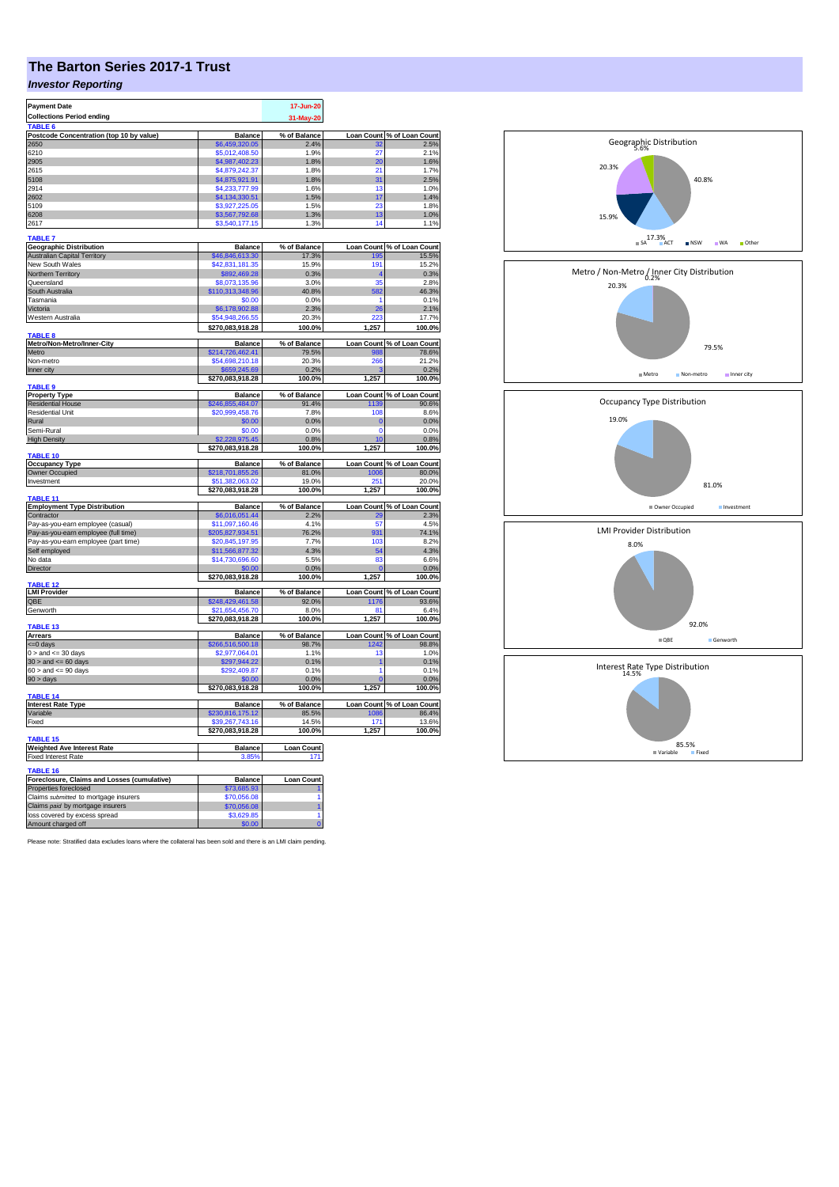# The Barton Series 2017-1 Trust

***Investor Reporting***

| Payment Date | | 17-Jun-20 |
|---|---|---|
| Collections Period ending | | 31-May-20 |

**TABLE 6**

| Postcode Concentration (top 10 by value) | Balance | % of Balance | Loan Count | % of Loan Count |
|---|---|---|---|---|
| 2650 | $6,459,320.05 | 2.4% | 32 | 2.5% |
| 6210 | $5,012,408.50 | 1.9% | 27 | 2.1% |
| 2905 | $4,987,402.23 | 1.8% | 20 | 1.6% |
| 2615 | $4,879,242.37 | 1.8% | 21 | 1.7% |
| 5108 | $4,875,921.91 | 1.8% | 31 | 2.5% |
| 2914 | $4,233,777.99 | 1.6% | 13 | 1.0% |
| 2602 | $4,134,330.51 | 1.5% | 17 | 1.4% |
| 5109 | $3,927,225.05 | 1.5% | 23 | 1.8% |
| 6208 | $3,567,792.68 | 1.3% | 13 | 1.0% |
| 2617 | $3,540,177.15 | 1.3% | 14 | 1.1% |

**TABLE 7**

| Geographic Distribution | Balance | % of Balance | Loan Count | % of Loan Count |
|---|---|---|---|---|
| Australian Capital Territory | $46,846,613.30 | 17.3% | 195 | 15.5% |
| New South Wales | $42,831,181.35 | 15.9% | 191 | 15.2% |
| Northern Territory | $892,469.28 | 0.3% | 4 | 0.3% |
| Queensland | $8,073,135.96 | 3.0% | 35 | 2.8% |
| South Australia | $110,313,348.96 | 40.8% | 582 | 46.3% |
| Tasmania | $0.00 | 0.0% | 1 | 0.1% |
| Victoria | $6,178,902.88 | 2.3% | 26 | 2.1% |
| Western Australia | $54,948,266.55 | 20.3% | 223 | 17.7% |
| | $270,083,918.28 | 100.0% | 1,257 | 100.0% |

**TABLE 8**

| Metro/Non-Metro/Inner-City | Balance | % of Balance | Loan Count | % of Loan Count |
|---|---|---|---|---|
| Metro | $214,726,462.41 | 79.5% | 988 | 78.6% |
| Non-metro | $54,698,210.18 | 20.3% | 266 | 21.2% |
| Inner city | $659,245.69 | 0.2% | 3 | 0.2% |
| | $270,083,918.28 | 100.0% | 1,257 | 100.0% |

**TABLE 9**

| Property Type | Balance | % of Balance | Loan Count | % of Loan Count |
|---|---|---|---|---|
| Residential House | $246,855,484.07 | 91.4% | 1139 | 90.6% |
| Residential Unit | $20,999,458.76 | 7.8% | 108 | 8.6% |
| Rural | $0.00 | 0.0% | 0 | 0.0% |
| Semi-Rural | $0.00 | 0.0% | 0 | 0.0% |
| High Density | $2,228,975.45 | 0.8% | 10 | 0.8% |
| | $270,083,918.28 | 100.0% | 1,257 | 100.0% |

**TABLE 10**

| Occupancy Type | Balance | % of Balance | Loan Count | % of Loan Count |
|---|---|---|---|---|
| Owner Occupied | $218,701,855.26 | 81.0% | 1006 | 80.0% |
| Investment | $51,382,063.02 | 19.0% | 251 | 20.0% |
| | $270,083,918.28 | 100.0% | 1,257 | 100.0% |

**TABLE 11**

| Employment Type Distribution | Balance | % of Balance | Loan Count | % of Loan Count |
|---|---|---|---|---|
| Contractor | $6,016,051.44 | 2.2% | 29 | 2.3% |
| Pay-as-you-earn employee (casual) | $11,097,160.46 | 4.1% | 57 | 4.5% |
| Pay-as-you-earn employee (full time) | $205,827,934.51 | 76.2% | 931 | 74.1% |
| Pay-as-you-earn employee (part time) | $20,845,197.95 | 7.7% | 103 | 8.2% |
| Self employed | $11,566,877.32 | 4.3% | 54 | 4.3% |
| No data | $14,730,696.60 | 5.5% | 83 | 6.6% |
| Director | $0.00 | 0.0% | 0 | 0.0% |
| | $270,083,918.28 | 100.0% | 1,257 | 100.0% |

**TABLE 12**

| LMI Provider | Balance | % of Balance | Loan Count | % of Loan Count |
|---|---|---|---|---|
| QBE | $248,429,461.58 | 92.0% | 1176 | 93.6% |
| Genworth | $21,654,456.70 | 8.0% | 81 | 6.4% |
| | $270,083,918.28 | 100.0% | 1,257 | 100.0% |

**TABLE 13**

| Arrears | Balance | % of Balance | Loan Count | % of Loan Count |
|---|---|---|---|---|
| <=0 days | $266,516,500.18 | 98.7% | 1242 | 98.8% |
| 0 > and <= 30 days | $2,977,064.01 | 1.1% | 13 | 1.0% |
| 30 > and <= 60 days | $297,944.22 | 0.1% | 1 | 0.1% |
| 60 > and <= 90 days | $292,409.87 | 0.1% | 1 | 0.1% |
| 90 > days | $0.00 | 0.0% | 0 | 0.0% |
| | $270,083,918.28 | 100.0% | 1,257 | 100.0% |

**TABLE 14**

| Interest Rate Type | Balance | % of Balance | Loan Count | % of Loan Count |
|---|---|---|---|---|
| Variable | $230,816,175.12 | 85.5% | 1086 | 86.4% |
| Fixed | $39,267,743.16 | 14.5% | 171 | 13.6% |
| | $270,083,918.28 | 100.0% | 1,257 | 100.0% |

**TABLE 15**

| Weighted Ave Interest Rate | Balance | Loan Count |
|---|---|---|
| Fixed Interest Rate | 3.85% | 171 |

**TABLE 16**

| Foreclosure, Claims and Losses (cumulative) | Balance | Loan Count |
|---|---|---|
| Properties foreclosed | $73,685.93 | 1 |
| Claims *submitted* to mortgage insurers | $70,056.08 | 1 |
| Claims *paid* by mortgage insurers | $70,056.08 | 1 |
| loss covered by excess spread | $3,629.85 | 1 |
| Amount charged off | $0.00 | 0 |

Please note: Stratified data excludes loans where the collateral has been sold and there is an LMI claim pending.

Geographic Distribution: SA 40.8%, WA 20.3%, ACT 17.3%, NSW 15.9%, Other 5.6%

Metro / Non-Metro / Inner City Distribution: Metro 79.5%, Non-metro 20.3%, Inner city 0.2%

Occupancy Type Distribution: Owner Occupied 81.0%, Investment 19.0%

LMI Provider Distribution: QBE 92.0%, Genworth 8.0%

Interest Rate Type Distribution: Variable 85.5%, Fixed 14.5%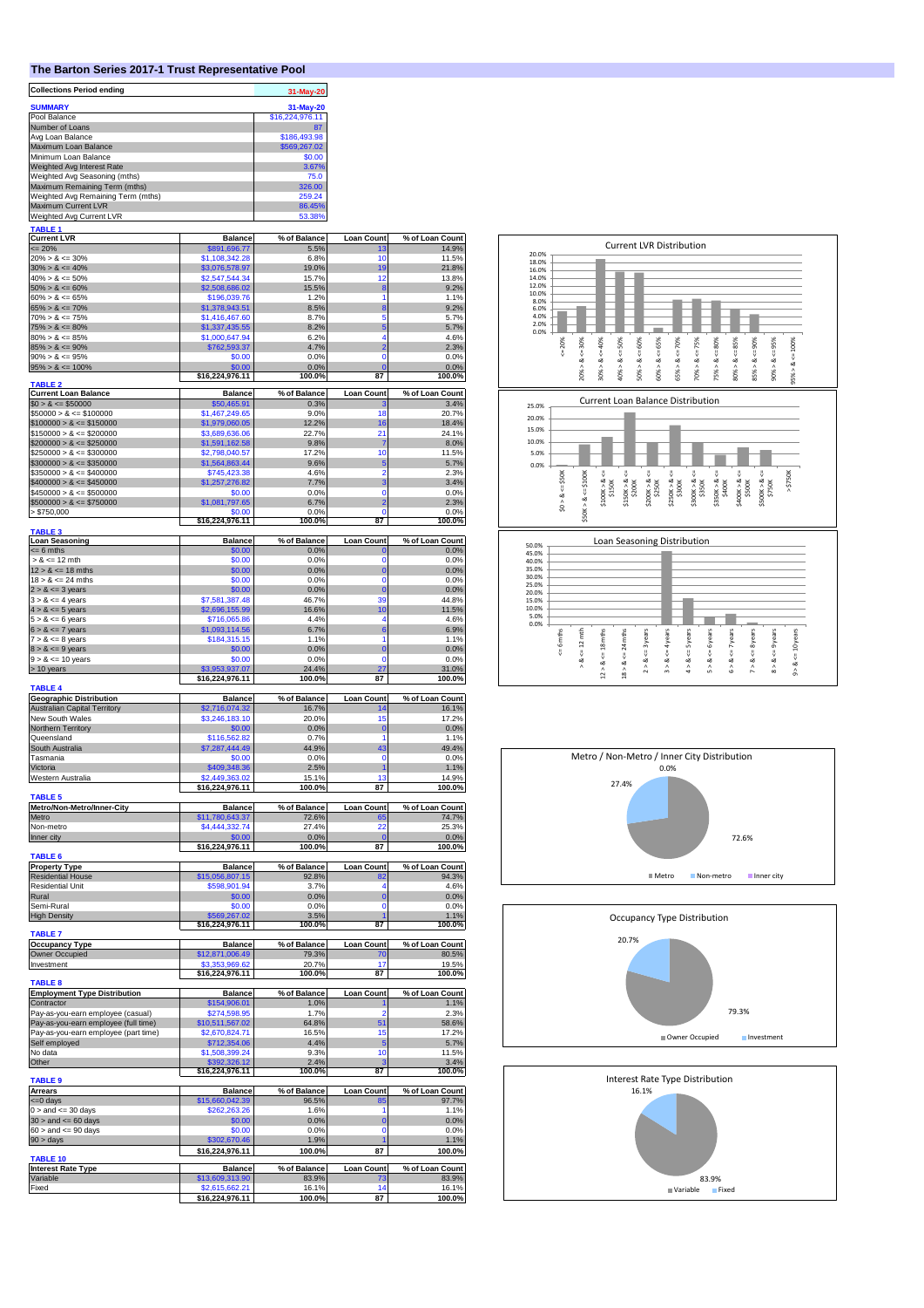# The Barton Series 2017-1 Trust Representative Pool

| Collections Period ending | 31-May-20 |
|---|---|

| SUMMARY | 31-May-20 |
|---|---|
| Pool Balance | $16,224,976.11 |
| Number of Loans | 87 |
| Avg Loan Balance | $186,493.98 |
| Maximum Loan Balance | $569,267.02 |
| Minimum Loan Balance | $0.00 |
| Weighted Avg Interest Rate | 3.67% |
| Weighted Avg Seasoning (mths) | 75.0 |
| Maximum Remaining Term (mths) | 326.00 |
| Weighted Avg Remaining Term (mths) | 259.24 |
| Maximum Current LVR | 86.45% |
| Weighted Avg Current LVR | 53.38% |

TABLE 1

| Current LVR | Balance | % of Balance | Loan Count | % of Loan Count |
|---|---|---|---|---|
| <= 20% | $891,696.77 | 5.5% | 13 | 14.9% |
| 20% > & <= 30% | $1,108,342.28 | 6.8% | 10 | 11.5% |
| 30% > & <= 40% | $3,076,578.97 | 19.0% | 19 | 21.8% |
| 40% > & <= 50% | $2,547,544.34 | 15.7% | 12 | 13.8% |
| 50% > & <= 60% | $2,508,686.02 | 15.5% | 8 | 9.2% |
| 60% > & <= 65% | $196,039.76 | 1.2% | 1 | 1.1% |
| 65% > & <= 70% | $1,378,943.51 | 8.5% | 8 | 9.2% |
| 70% > & <= 75% | $1,416,467.60 | 8.7% | 5 | 5.7% |
| 75% > & <= 80% | $1,337,435.55 | 8.2% | 5 | 5.7% |
| 80% > & <= 85% | $1,000,647.94 | 6.2% | 4 | 4.6% |
| 85% > & <= 90% | $762,593.37 | 4.7% | 2 | 2.3% |
| 90% > & <= 95% | $0.00 | 0.0% | 0 | 0.0% |
| 95% > & <= 100% | $0.00 | 0.0% | 0 | 0.0% |
| | $16,224,976.11 | 100.0% | 87 | 100.0% |

Current LVR Distribution

TABLE 2

| Current Loan Balance | Balance | % of Balance | Loan Count | % of Loan Count |
|---|---|---|---|---|
| $0 > & <= $50000 | $50,465.91 | 0.3% | 3 | 3.4% |
| $50000 > & <= $100000 | $1,467,249.65 | 9.0% | 18 | 20.7% |
| $100000 > & <= $150000 | $1,979,060.05 | 12.2% | 16 | 18.4% |
| $150000 > & <= $200000 | $3,689,636.06 | 22.7% | 21 | 24.1% |
| $200000 > & <= $250000 | $1,591,162.58 | 9.8% | 7 | 8.0% |
| $250000 > & <= $300000 | $2,798,040.57 | 17.2% | 10 | 11.5% |
| $300000 > & <= $350000 | $1,564,863.44 | 9.6% | 5 | 5.7% |
| $350000 > & <= $400000 | $745,423.38 | 4.6% | 2 | 2.3% |
| $400000 > & <= $450000 | $1,257,276.82 | 7.7% | 3 | 3.4% |
| $450000 > & <= $500000 | $0.00 | 0.0% | 0 | 0.0% |
| $500000 > & <= $750000 | $1,081,797.65 | 6.7% | 2 | 2.3% |
| > $750,000 | $0.00 | 0.0% | 0 | 0.0% |
| | $16,224,976.11 | 100.0% | 87 | 100.0% |

Current Loan Balance Distribution

TABLE 3

| Loan Seasoning | Balance | % of Balance | Loan Count | % of Loan Count |
|---|---|---|---|---|
| <= 6 mths | $0.00 | 0.0% | 0 | 0.0% |
| > & <= 12 mth | $0.00 | 0.0% | 0 | 0.0% |
| 12 > & <= 18 mths | $0.00 | 0.0% | 0 | 0.0% |
| 18 > & <= 24 mths | $0.00 | 0.0% | 0 | 0.0% |
| 2 > & <= 3 years | $0.00 | 0.0% | 0 | 0.0% |
| 3 > & <= 4 years | $7,581,387.48 | 46.7% | 39 | 44.8% |
| 4 > & <= 5 years | $2,696,155.99 | 16.6% | 10 | 11.5% |
| 5 > & <= 6 years | $716,065.86 | 4.4% | 4 | 4.6% |
| 6 > & <= 7 years | $1,093,114.56 | 6.7% | 6 | 6.9% |
| 7 > & <= 8 years | $184,315.15 | 1.1% | 1 | 1.1% |
| 8 > & <= 9 years | $0.00 | 0.0% | 0 | 0.0% |
| 9 > & <= 10 years | $0.00 | 0.0% | 0 | 0.0% |
| > 10 years | $3,953,937.07 | 24.4% | 27 | 31.0% |
| | $16,224,976.11 | 100.0% | 87 | 100.0% |

Loan Seasoning Distribution

TABLE 4

| Geographic Distribution | Balance | % of Balance | Loan Count | % of Loan Count |
|---|---|---|---|---|
| Australian Capital Territory | $2,716,074.32 | 16.7% | 14 | 16.1% |
| New South Wales | $3,246,183.10 | 20.0% | 15 | 17.2% |
| Northern Territory | $0.00 | 0.0% | 0 | 0.0% |
| Queensland | $116,562.82 | 0.7% | 1 | 1.1% |
| South Australia | $7,287,444.49 | 44.9% | 43 | 49.4% |
| Tasmania | $0.00 | 0.0% | 0 | 0.0% |
| Victoria | $409,348.36 | 2.5% | 1 | 1.1% |
| Western Australia | $2,449,363.02 | 15.1% | 13 | 14.9% |
| | $16,224,976.11 | 100.0% | 87 | 100.0% |

TABLE 5

| Metro/Non-Metro/Inner-City | Balance | % of Balance | Loan Count | % of Loan Count |
|---|---|---|---|---|
| Metro | $11,780,643.37 | 72.6% | 65 | 74.7% |
| Non-metro | $4,444,332.74 | 27.4% | 22 | 25.3% |
| Inner city | $0.00 | 0.0% | 0 | 0.0% |
| | $16,224,976.11 | 100.0% | 87 | 100.0% |

Metro / Non-Metro / Inner City Distribution
0.0%
27.4%
72.6%
Metro Non-metro Inner city

TABLE 6

| Property Type | Balance | % of Balance | Loan Count | % of Loan Count |
|---|---|---|---|---|
| Residential House | $15,056,807.15 | 92.8% | 82 | 94.3% |
| Residential Unit | $598,901.94 | 3.7% | 4 | 4.6% |
| Rural | $0.00 | 0.0% | 0 | 0.0% |
| Semi-Rural | $0.00 | 0.0% | 0 | 0.0% |
| High Density | $569,267.02 | 3.5% | 1 | 1.1% |
| | $16,224,976.11 | 100.0% | 87 | 100.0% |

TABLE 7

| Occupancy Type | Balance | % of Balance | Loan Count | % of Loan Count |
|---|---|---|---|---|
| Owner Occupied | $12,871,006.49 | 79.3% | 70 | 80.5% |
| Investment | $3,353,969.62 | 20.7% | 17 | 19.5% |
| | $16,224,976.11 | 100.0% | 87 | 100.0% |

Occupancy Type Distribution
20.7%
79.3%
Owner Occupied Investment

TABLE 8

| Employment Type Distribution | Balance | % of Balance | Loan Count | % of Loan Count |
|---|---|---|---|---|
| Contractor | $154,906.01 | 1.0% | 1 | 1.1% |
| Pay-as-you-earn employee (casual) | $274,598.95 | 1.7% | 2 | 2.3% |
| Pay-as-you-earn employee (full time) | $10,511,567.02 | 64.8% | 51 | 58.6% |
| Pay-as-you-earn employee (part time) | $2,670,824.71 | 16.5% | 15 | 17.2% |
| Self employed | $712,354.06 | 4.4% | 5 | 5.7% |
| No data | $1,508,399.24 | 9.3% | 10 | 11.5% |
| Other | $392,326.12 | 2.4% | 3 | 3.4% |
| | $16,224,976.11 | 100.0% | 87 | 100.0% |

TABLE 9

| Arrears | Balance | % of Balance | Loan Count | % of Loan Count |
|---|---|---|---|---|
| <=0 days | $15,660,042.39 | 96.5% | 85 | 97.7% |
| 0 > and <= 30 days | $262,263.26 | 1.6% | 1 | 1.1% |
| 30 > and <= 60 days | $0.00 | 0.0% | 0 | 0.0% |
| 60 > and <= 90 days | $0.00 | 0.0% | 0 | 0.0% |
| 90 > days | $302,670.46 | 1.9% | 1 | 1.1% |
| | $16,224,976.11 | 100.0% | 87 | 100.0% |

Interest Rate Type Distribution
16.1%
83.9%
Variable Fixed

TABLE 10

| Interest Rate Type | Balance | % of Balance | Loan Count | % of Loan Count |
|---|---|---|---|---|
| Variable | $13,609,313.90 | 83.9% | 73 | 83.9% |
| Fixed | $2,615,662.21 | 16.1% | 14 | 16.1% |
| | $16,224,976.11 | 100.0% | 87 | 100.0% |